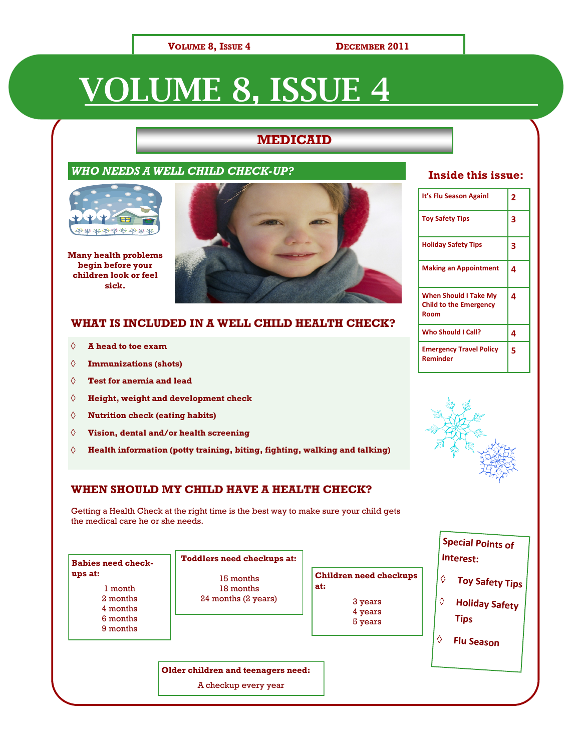# VOLUME 8, ISSUE 4

## MEDICAID

### *WHO NEEDS A WELL CHILD CHECK-UP?*

**Many health problems begin before your children look or feel sick.**

### WHAT IS INCLUDED IN A WELL CHILD HEALTH CHECK?

- **A head to toe exam**
- **Immunizations (shots)**
- **Test for anemia and lead**
- **Height, weight and development check**
- **Nutrition check (eating habits)**
- **Vision, dental and/or health screening**
- **Health information (potty training, biting, fighting, walking and talking)**

### WHEN SHOULD MY CHILD HAVE A HEALTH CHECK?

Getting a Health Check at the right time is the best way to make sure your child gets the medical care he or she needs.

**Babies need check-ups at:**

1 month
2 months
4 months
6 months
9 months

**Toddlers need checkups at:**

15 months
18 months
24 months (2 years)

**Children need checkups at:**

3 years
4 years
5 years

**Older children and teenagers need:**

A checkup every year

## Inside this issue:

| | |
|---|---|
| It's Flu Season Again! | 2 |
| Toy Safety Tips | 3 |
| Holiday Safety Tips | 3 |
| Making an Appointment | 4 |
| When Should I Take My Child to the Emergency Room | 4 |
| Who Should I Call? | 4 |
| Emergency Travel Policy Reminder | 5 |

**Special Points of Interest:**

- Toy Safety Tips
- Holiday Safety Tips
- Flu Season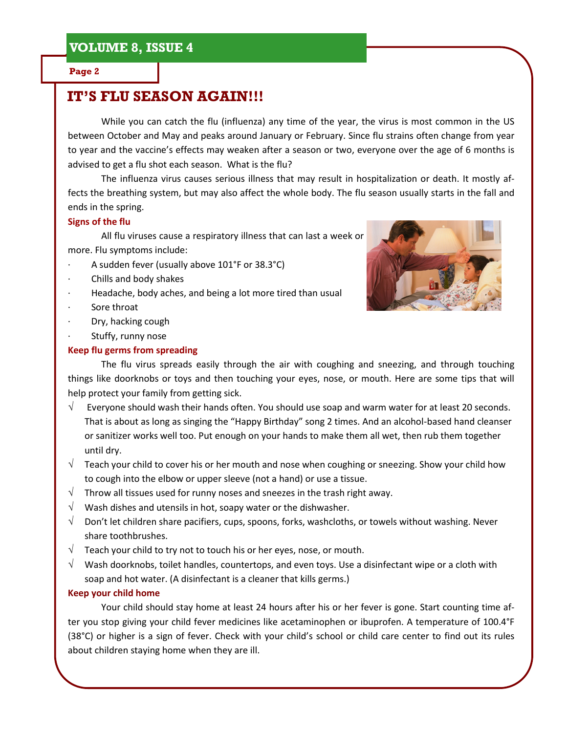# IT'S FLU SEASON AGAIN!!!

While you can catch the flu (influenza) any time of the year, the virus is most common in the US between October and May and peaks around January or February. Since flu strains often change from year to year and the vaccine's effects may weaken after a season or two, everyone over the age of 6 months is advised to get a flu shot each season. What is the flu?

The influenza virus causes serious illness that may result in hospitalization or death. It mostly affects the breathing system, but may also affect the whole body. The flu season usually starts in the fall and ends in the spring.

### Signs of the flu

All flu viruses cause a respiratory illness that can last a week or more. Flu symptoms include:

- A sudden fever (usually above 101°F or 38.3°C)
- Chills and body shakes
- Headache, body aches, and being a lot more tired than usual
- Sore throat
- Dry, hacking cough
- Stuffy, runny nose

### Keep flu germs from spreading

The flu virus spreads easily through the air with coughing and sneezing, and through touching things like doorknobs or toys and then touching your eyes, nose, or mouth. Here are some tips that will help protect your family from getting sick.

- √ Everyone should wash their hands often. You should use soap and warm water for at least 20 seconds. That is about as long as singing the "Happy Birthday" song 2 times. And an alcohol-based hand cleanser or sanitizer works well too. Put enough on your hands to make them all wet, then rub them together until dry.
- √ Teach your child to cover his or her mouth and nose when coughing or sneezing. Show your child how to cough into the elbow or upper sleeve (not a hand) or use a tissue.
- √ Throw all tissues used for runny noses and sneezes in the trash right away.
- √ Wash dishes and utensils in hot, soapy water or the dishwasher.
- √ Don't let children share pacifiers, cups, spoons, forks, washcloths, or towels without washing. Never share toothbrushes.
- √ Teach your child to try not to touch his or her eyes, nose, or mouth.
- √ Wash doorknobs, toilet handles, countertops, and even toys. Use a disinfectant wipe or a cloth with soap and hot water. (A disinfectant is a cleaner that kills germs.)

### Keep your child home

Your child should stay home at least 24 hours after his or her fever is gone. Start counting time after you stop giving your child fever medicines like acetaminophen or ibuprofen. A temperature of 100.4°F (38°C) or higher is a sign of fever. Check with your child's school or child care center to find out its rules about children staying home when they are ill.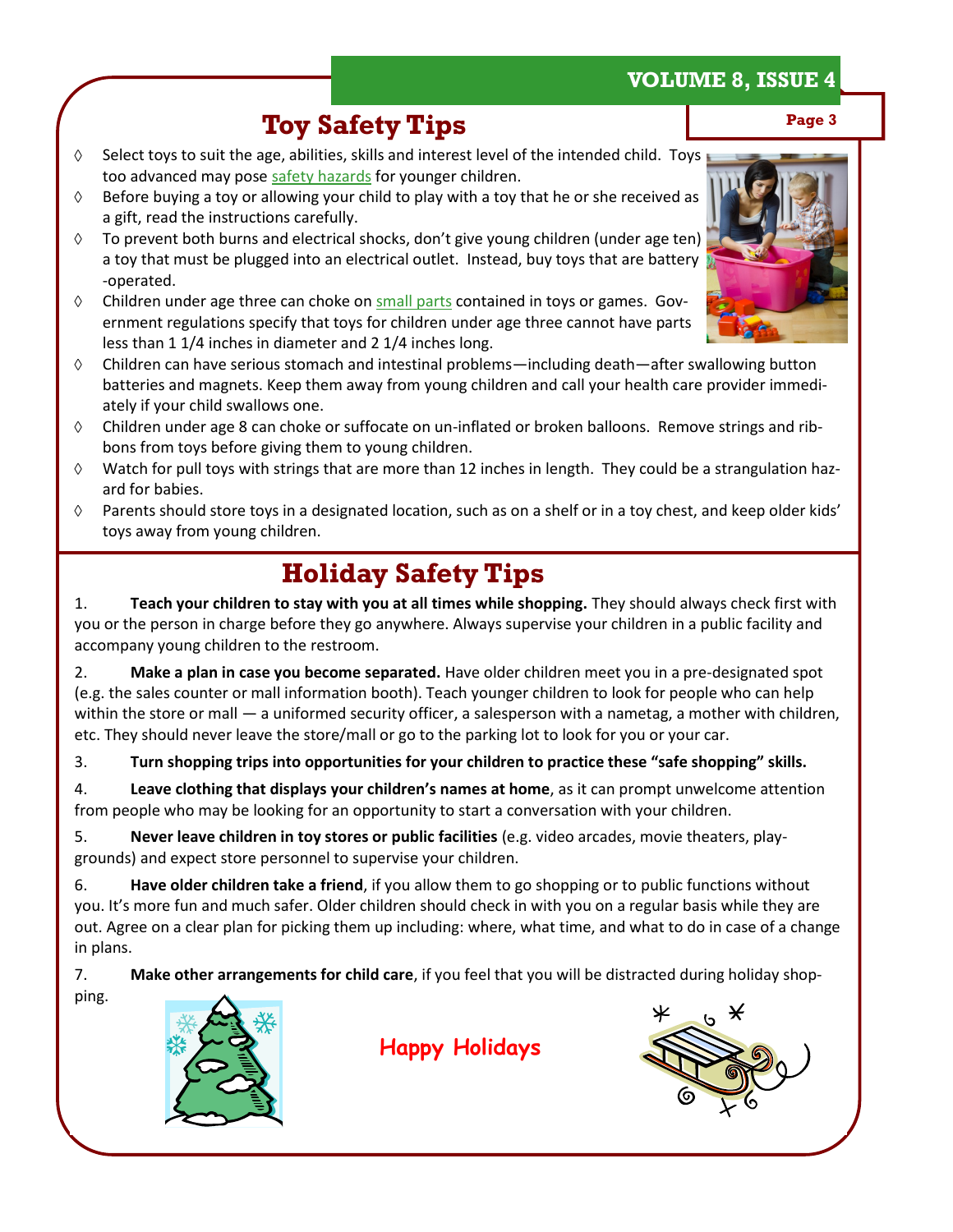## Toy Safety Tips

- Select toys to suit the age, abilities, skills and interest level of the intended child. Toys too advanced may pose safety hazards for younger children.
- Before buying a toy or allowing your child to play with a toy that he or she received as a gift, read the instructions carefully.
- To prevent both burns and electrical shocks, don't give young children (under age ten) a toy that must be plugged into an electrical outlet. Instead, buy toys that are battery-operated.
- Children under age three can choke on small parts contained in toys or games. Government regulations specify that toys for children under age three cannot have parts less than 1 1/4 inches in diameter and 2 1/4 inches long.
- Children can have serious stomach and intestinal problems—including death—after swallowing button batteries and magnets. Keep them away from young children and call your health care provider immediately if your child swallows one.
- Children under age 8 can choke or suffocate on un-inflated or broken balloons. Remove strings and ribbons from toys before giving them to young children.
- Watch for pull toys with strings that are more than 12 inches in length. They could be a strangulation hazard for babies.
- Parents should store toys in a designated location, such as on a shelf or in a toy chest, and keep older kids' toys away from young children.

## Holiday Safety Tips

1. **Teach your children to stay with you at all times while shopping.** They should always check first with you or the person in charge before they go anywhere. Always supervise your children in a public facility and accompany young children to the restroom.

2. **Make a plan in case you become separated.** Have older children meet you in a pre-designated spot (e.g. the sales counter or mall information booth). Teach younger children to look for people who can help within the store or mall — a uniformed security officer, a salesperson with a nametag, a mother with children, etc. They should never leave the store/mall or go to the parking lot to look for you or your car.

3. **Turn shopping trips into opportunities for your children to practice these "safe shopping" skills.**

4. **Leave clothing that displays your children's names at home**, as it can prompt unwelcome attention from people who may be looking for an opportunity to start a conversation with your children.

5. **Never leave children in toy stores or public facilities** (e.g. video arcades, movie theaters, playgrounds) and expect store personnel to supervise your children.

6. **Have older children take a friend**, if you allow them to go shopping or to public functions without you. It's more fun and much safer. Older children should check in with you on a regular basis while they are out. Agree on a clear plan for picking them up including: where, what time, and what to do in case of a change in plans.

7. **Make other arrangements for child care**, if you feel that you will be distracted during holiday shopping.

Happy Holidays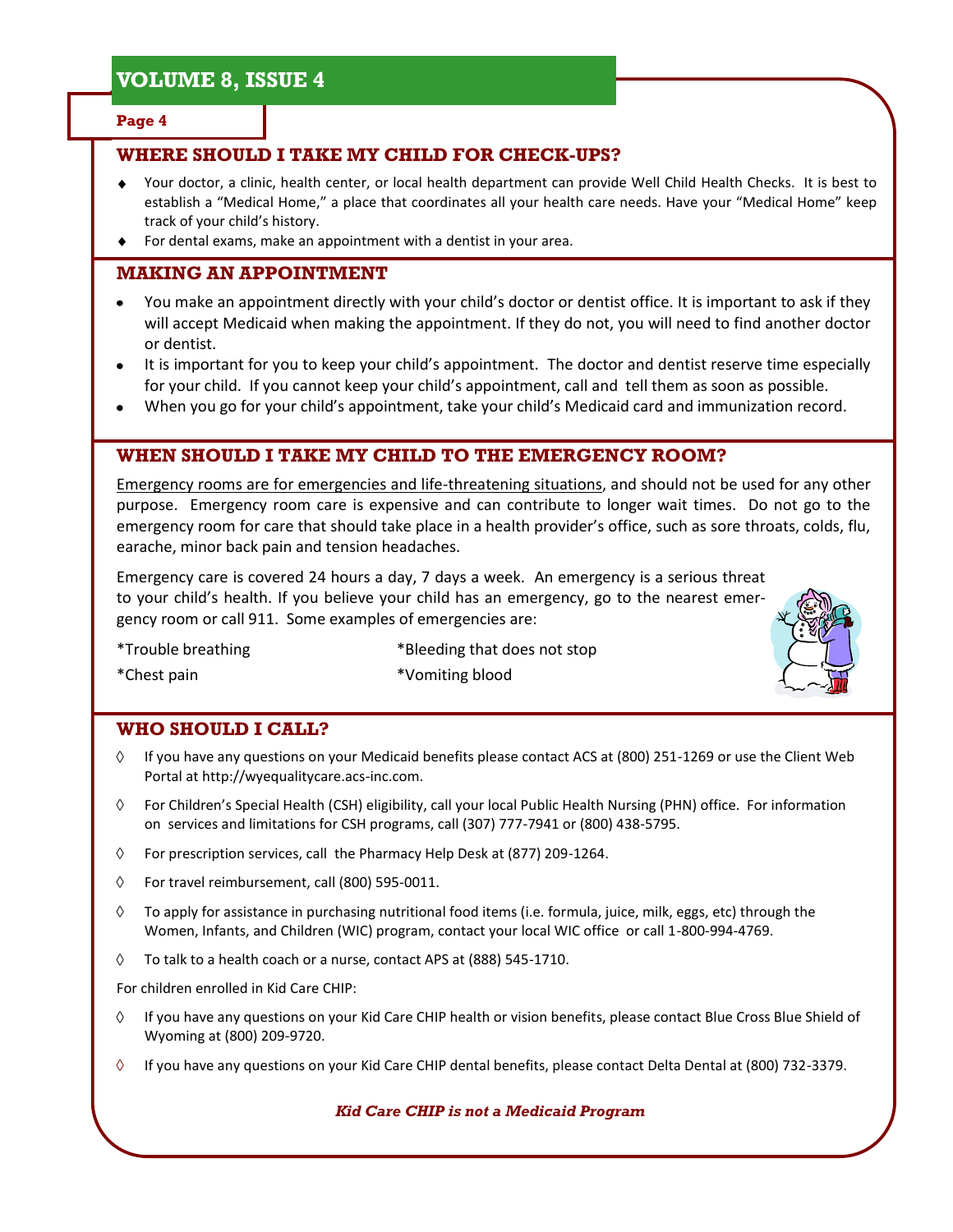## WHERE SHOULD I TAKE MY CHILD FOR CHECK-UPS?

- Your doctor, a clinic, health center, or local health department can provide Well Child Health Checks. It is best to establish a "Medical Home," a place that coordinates all your health care needs. Have your "Medical Home" keep track of your child's history.
- For dental exams, make an appointment with a dentist in your area.

## MAKING AN APPOINTMENT

- You make an appointment directly with your child's doctor or dentist office. It is important to ask if they will accept Medicaid when making the appointment. If they do not, you will need to find another doctor or dentist.
- It is important for you to keep your child's appointment. The doctor and dentist reserve time especially for your child. If you cannot keep your child's appointment, call and tell them as soon as possible.
- When you go for your child's appointment, take your child's Medicaid card and immunization record.

## WHEN SHOULD I TAKE MY CHILD TO THE EMERGENCY ROOM?

<u>Emergency rooms are for emergencies and life-threatening situations</u>, and should not be used for any other purpose. Emergency room care is expensive and can contribute to longer wait times. Do not go to the emergency room for care that should take place in a health provider's office, such as sore throats, colds, flu, earache, minor back pain and tension headaches.

Emergency care is covered 24 hours a day, 7 days a week. An emergency is a serious threat to your child's health. If you believe your child has an emergency, go to the nearest emergency room or call 911. Some examples of emergencies are:

*Trouble breathing

*Chest pain

*Bleeding that does not stop

*Vomiting blood

## WHO SHOULD I CALL?

- If you have any questions on your Medicaid benefits please contact ACS at (800) 251-1269 or use the Client Web Portal at http://wyequalitycare.acs-inc.com.
- For Children's Special Health (CSH) eligibility, call your local Public Health Nursing (PHN) office. For information on services and limitations for CSH programs, call (307) 777-7941 or (800) 438-5795.
- For prescription services, call the Pharmacy Help Desk at (877) 209-1264.
- For travel reimbursement, call (800) 595-0011.
- To apply for assistance in purchasing nutritional food items (i.e. formula, juice, milk, eggs, etc) through the Women, Infants, and Children (WIC) program, contact your local WIC office or call 1-800-994-4769.
- To talk to a health coach or a nurse, contact APS at (888) 545-1710.

For children enrolled in Kid Care CHIP:

- If you have any questions on your Kid Care CHIP health or vision benefits, please contact Blue Cross Blue Shield of Wyoming at (800) 209-9720.
- If you have any questions on your Kid Care CHIP dental benefits, please contact Delta Dental at (800) 732-3379.

***Kid Care CHIP is not a Medicaid Program***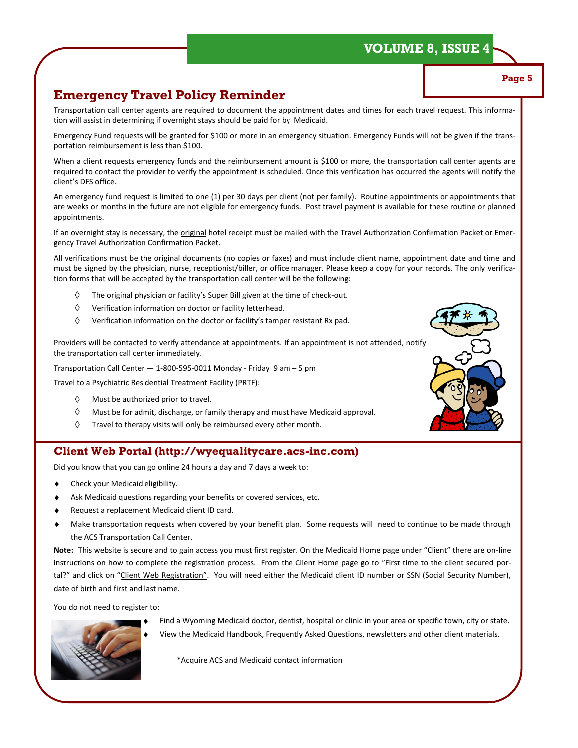## Emergency Travel Policy Reminder

Transportation call center agents are required to document the appointment dates and times for each travel request. This information will assist in determining if overnight stays should be paid for by Medicaid.

Emergency Fund requests will be granted for $100 or more in an emergency situation. Emergency Funds will not be given if the transportation reimbursement is less than $100.

When a client requests emergency funds and the reimbursement amount is $100 or more, the transportation call center agents are required to contact the provider to verify the appointment is scheduled. Once this verification has occurred the agents will notify the client's DFS office.

An emergency fund request is limited to one (1) per 30 days per client (not per family). Routine appointments or appointments that are weeks or months in the future are not eligible for emergency funds. Post travel payment is available for these routine or planned appointments.

If an overnight stay is necessary, the original hotel receipt must be mailed with the Travel Authorization Confirmation Packet or Emergency Travel Authorization Confirmation Packet.

All verifications must be the original documents (no copies or faxes) and must include client name, appointment date and time and must be signed by the physician, nurse, receptionist/biller, or office manager. Please keep a copy for your records. The only verification forms that will be accepted by the transportation call center will be the following:

- The original physician or facility's Super Bill given at the time of check-out.
- Verification information on doctor or facility letterhead.
- Verification information on the doctor or facility's tamper resistant Rx pad.

Providers will be contacted to verify attendance at appointments. If an appointment is not attended, notify the transportation call center immediately.

Transportation Call Center — 1-800-595-0011 Monday - Friday 9 am – 5 pm

Travel to a Psychiatric Residential Treatment Facility (PRTF):

- Must be authorized prior to travel.
- Must be for admit, discharge, or family therapy and must have Medicaid approval.
- Travel to therapy visits will only be reimbursed every other month.

## Client Web Portal (http://wyequalitycare.acs-inc.com)

Did you know that you can go online 24 hours a day and 7 days a week to:

- Check your Medicaid eligibility.
- Ask Medicaid questions regarding your benefits or covered services, etc.
- Request a replacement Medicaid client ID card.
- Make transportation requests when covered by your benefit plan. Some requests will need to continue to be made through the ACS Transportation Call Center.

**Note:** This website is secure and to gain access you must first register. On the Medicaid Home page under "Client" there are on-line instructions on how to complete the registration process. From the Client Home page go to "First time to the client secured portal?" and click on "Client Web Registration". You will need either the Medicaid client ID number or SSN (Social Security Number), date of birth and first and last name.

You do not need to register to:

- Find a Wyoming Medicaid doctor, dentist, hospital or clinic in your area or specific town, city or state.
- View the Medicaid Handbook, Frequently Asked Questions, newsletters and other client materials.

*Acquire ACS and Medicaid contact information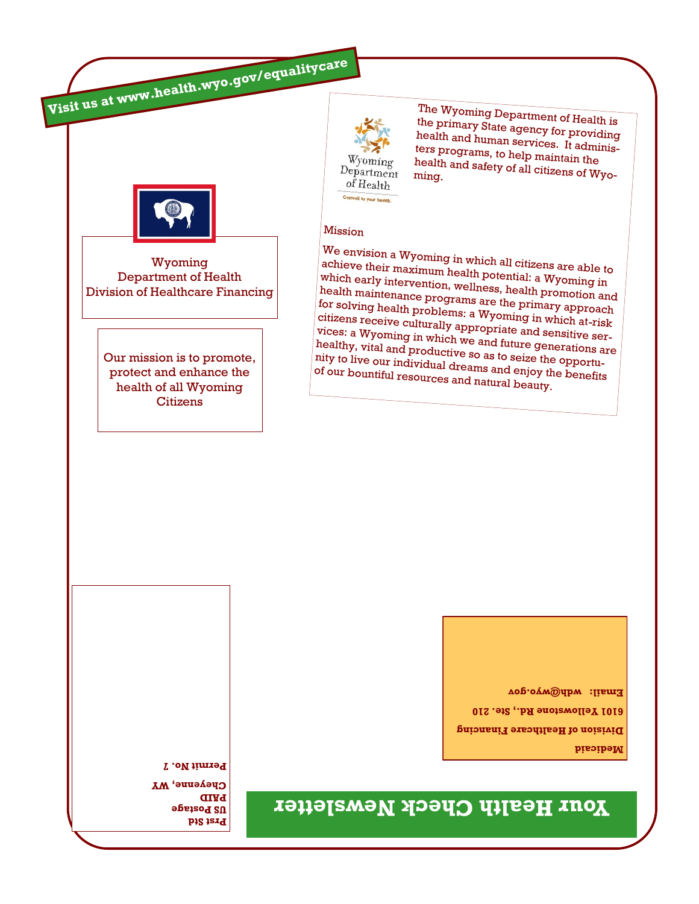Visit us at www.health.wyo.gov/equalitycare

Wyoming
Department of Health
Division of Healthcare Financing

Our mission is to promote, protect and enhance the health of all Wyoming Citizens

Wyoming Department of Health

Commit to your health.

The Wyoming Department of Health is the primary State agency for providing health and human services. It administers programs, to help maintain the health and safety of all citizens of Wyoming.

Mission

We envision a Wyoming in which all citizens are able to achieve their maximum health potential: a Wyoming in which early intervention, wellness, health promotion and health maintenance programs are the primary approach for solving health problems: a Wyoming in which at-risk citizens receive culturally appropriate and sensitive services: a Wyoming in which we and future generations are healthy, vital and productive so as to seize the opportunity to live our individual dreams and enjoy the benefits of our bountiful resources and natural beauty.

**Prst Std**
**US Postage**
**PAID**
**Cheyenne, WY**
**Permit No. 7**

**Medicaid**
**Division of Healthcare Financing**
**6101 Yellowstone Rd., Ste. 210**
**Email: wdh@wyo.gov**

# Your Health Check Newsletter